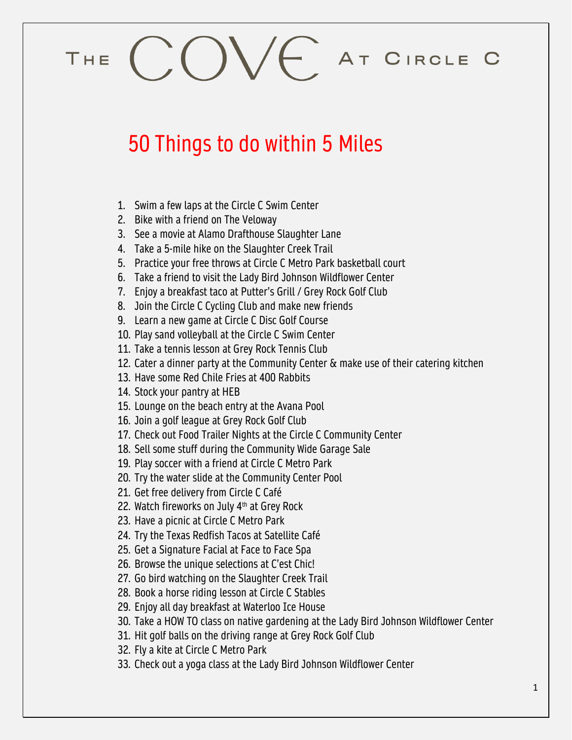# THE COVE AT CIRCLE C

## 50 Things to do within 5 Miles

1. Swim a few laps at the Circle C Swim Center
2. Bike with a friend on The Veloway
3. See a movie at Alamo Drafthouse Slaughter Lane
4. Take a 5-mile hike on the Slaughter Creek Trail
5. Practice your free throws at Circle C Metro Park basketball court
6. Take a friend to visit the Lady Bird Johnson Wildflower Center
7. Enjoy a breakfast taco at Putter's Grill / Grey Rock Golf Club
8. Join the Circle C Cycling Club and make new friends
9. Learn a new game at Circle C Disc Golf Course
10. Play sand volleyball at the Circle C Swim Center
11. Take a tennis lesson at Grey Rock Tennis Club
12. Cater a dinner party at the Community Center & make use of their catering kitchen
13. Have some Red Chile Fries at 400 Rabbits
14. Stock your pantry at HEB
15. Lounge on the beach entry at the Avana Pool
16. Join a golf league at Grey Rock Golf Club
17. Check out Food Trailer Nights at the Circle C Community Center
18. Sell some stuff during the Community Wide Garage Sale
19. Play soccer with a friend at Circle C Metro Park
20. Try the water slide at the Community Center Pool
21. Get free delivery from Circle C Café
22. Watch fireworks on July 4th at Grey Rock
23. Have a picnic at Circle C Metro Park
24. Try the Texas Redfish Tacos at Satellite Café
25. Get a Signature Facial at Face to Face Spa
26. Browse the unique selections at C'est Chic!
27. Go bird watching on the Slaughter Creek Trail
28. Book a horse riding lesson at Circle C Stables
29. Enjoy all day breakfast at Waterloo Ice House
30. Take a HOW TO class on native gardening at the Lady Bird Johnson Wildflower Center
31. Hit golf balls on the driving range at Grey Rock Golf Club
32. Fly a kite at Circle C Metro Park
33. Check out a yoga class at the Lady Bird Johnson Wildflower Center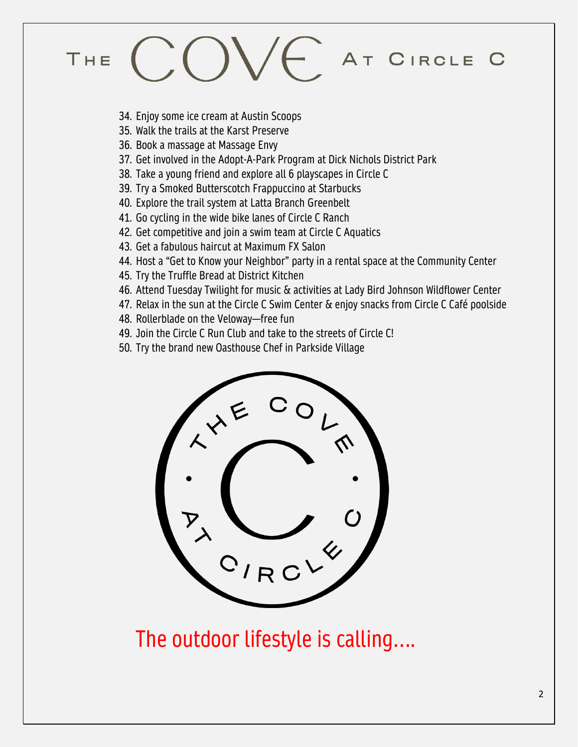# THE COVE AT CIRCLE C

34. Enjoy some ice cream at Austin Scoops
35. Walk the trails at the Karst Preserve
36. Book a massage at Massage Envy
37. Get involved in the Adopt-A-Park Program at Dick Nichols District Park
38. Take a young friend and explore all 6 playscapes in Circle C
39. Try a Smoked Butterscotch Frappuccino at Starbucks
40. Explore the trail system at Latta Branch Greenbelt
41. Go cycling in the wide bike lanes of Circle C Ranch
42. Get competitive and join a swim team at Circle C Aquatics
43. Get a fabulous haircut at Maximum FX Salon
44. Host a "Get to Know your Neighbor" party in a rental space at the Community Center
45. Try the Truffle Bread at District Kitchen
46. Attend Tuesday Twilight for music & activities at Lady Bird Johnson Wildflower Center
47. Relax in the sun at the Circle C Swim Center & enjoy snacks from Circle C Café poolside
48. Rollerblade on the Veloway—free fun
49. Join the Circle C Run Club and take to the streets of Circle C!
50. Try the brand new Oasthouse Chef in Parkside Village

THE COVE • AT CIRCLE C •

The outdoor lifestyle is calling....